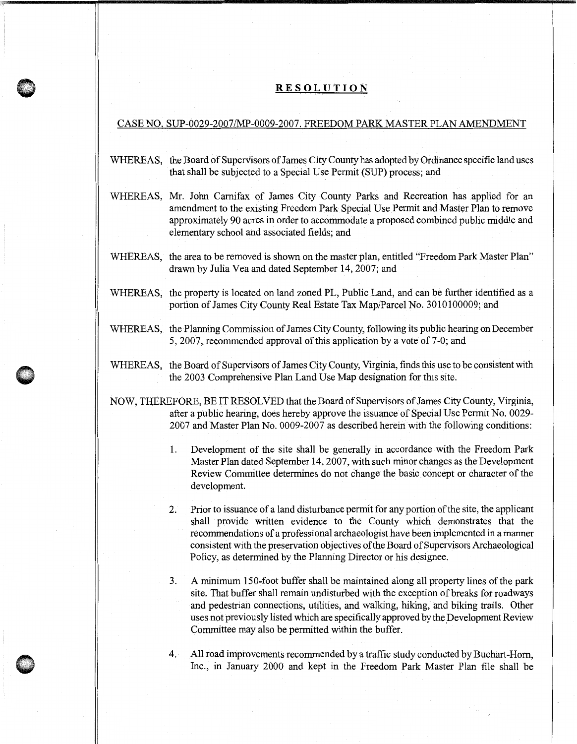# RESOLUTION

## CASE NO. SUP-0029-2007/MP-0009-2007. FREEDOM PARK MASTER PLAN AMENDMENT

WHEREAS, the Board of Supervisors of James City County has adopted by Ordinance specific land uses that shall be subjected to a Special Use Permit (SUP) process; and

WHEREAS, Mr. John Carnifax of James City County Parks and Recreation has applied for an amendment to the existing Freedom Park Special Use Permit and Master Plan to remove approximately 90 acres in order to accommodate a proposed combined public middle and elementary school and associated fields; and

WHEREAS, the area to be removed is shown on the master plan, entitled "Freedom Park Master Plan" drawn by Julia Vea and dated September 14, 2007; and

WHEREAS, the property is located on land zoned PL, Public Land, and can be further identified as a portion of James City County Real Estate Tax Map/Parcel No. 3010100009; and

WHEREAS, the Planning Commission of James City County, following its public hearing on December 5, 2007, recommended approval of this application by a vote of 7-0; and

WHEREAS, the Board of Supervisors of James City County, Virginia, finds this use to be consistent with the 2003 Comprehensive Plan Land Use Map designation for this site.

NOW, THEREFORE, BE IT RESOLVED that the Board of Supervisors of James City County, Virginia, after a public hearing, does hereby approve the issuance of Special Use Permit No. 0029-2007 and Master Plan No. 0009-2007 as described herein with the following conditions:

1. Development of the site shall be generally in accordance with the Freedom Park Master Plan dated September 14, 2007, with such minor changes as the Development Review Committee determines do not change the basic concept or character of the development.

2. Prior to issuance of a land disturbance permit for any portion of the site, the applicant shall provide written evidence to the County which demonstrates that the recommendations of a professional archaeologist have been implemented in a manner consistent with the preservation objectives of the Board of Supervisors Archaeological Policy, as determined by the Planning Director or his designee.

3. A minimum 150-foot buffer shall be maintained along all property lines of the park site. That buffer shall remain undisturbed with the exception of breaks for roadways and pedestrian connections, utilities, and walking, hiking, and biking trails. Other uses not previously listed which are specifically approved by the Development Review Committee may also be permitted within the buffer.

4. All road improvements recommended by a traffic study conducted by Buchart-Horn, Inc., in January 2000 and kept in the Freedom Park Master Plan file shall be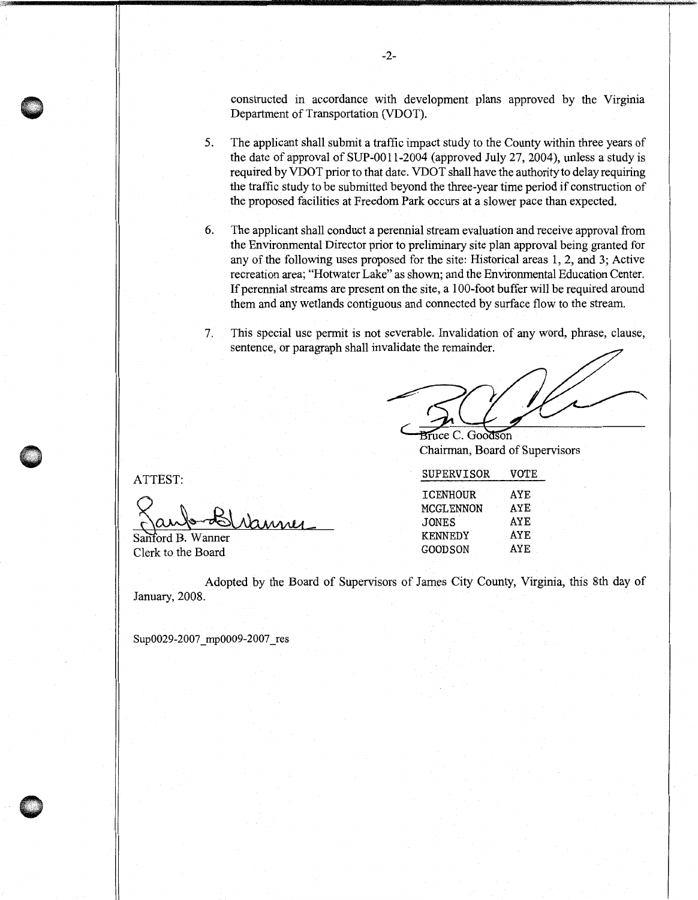constructed in accordance with development plans approved by the Virginia Department of Transportation (VDOT).

5. The applicant shall submit a traffic impact study to the County within three years of the date of approval of SUP-0011-2004 (approved July 27, 2004), unless a study is required by VDOT prior to that date. VDOT shall have the authority to delay requiring the traffic study to be submitted beyond the three-year time period if construction of the proposed facilities at Freedom Park occurs at a slower pace than expected.

6. The applicant shall conduct a perennial stream evaluation and receive approval from the Environmental Director prior to preliminary site plan approval being granted for any of the following uses proposed for the site: Historical areas 1, 2, and 3; Active recreation area; "Hotwater Lake" as shown; and the Environmental Education Center. If perennial streams are present on the site, a 100-foot buffer will be required around them and any wetlands contiguous and connected by surface flow to the stream.

7. This special use permit is not severable. Invalidation of any word, phrase, clause, sentence, or paragraph shall invalidate the remainder.

Bruce C. Goodson
Chairman, Board of Supervisors

ATTEST:

Sanford B. Wanner
Clerk to the Board

| SUPERVISOR | VOTE |
|---|---|
| ICENHOUR | AYE |
| MCGLENNON | AYE |
| JONES | AYE |
| KENNEDY | AYE |
| GOODSON | AYE |

Adopted by the Board of Supervisors of James City County, Virginia, this 8th day of January, 2008.

Sup0029-2007_mp0009-2007_res